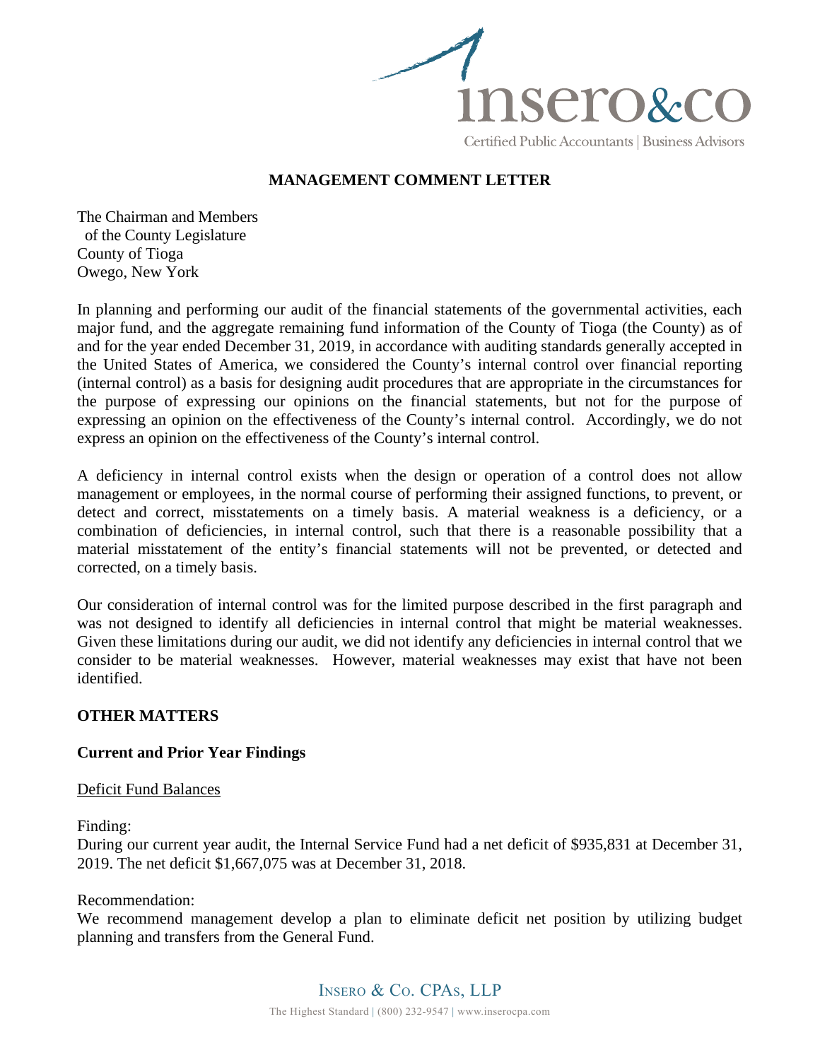## MANAGEMENT COMMENT LETTER

The Chairman and Members
of the County Legislature
County of Tioga
Owego, New York

In planning and performing our audit of the financial statements of the governmental activities, each major fund, and the aggregate remaining fund information of the County of Tioga (the County) as of and for the year ended December 31, 2019, in accordance with auditing standards generally accepted in the United States of America, we considered the County's internal control over financial reporting (internal control) as a basis for designing audit procedures that are appropriate in the circumstances for the purpose of expressing our opinions on the financial statements, but not for the purpose of expressing an opinion on the effectiveness of the County's internal control. Accordingly, we do not express an opinion on the effectiveness of the County's internal control.

A deficiency in internal control exists when the design or operation of a control does not allow management or employees, in the normal course of performing their assigned functions, to prevent, or detect and correct, misstatements on a timely basis. A material weakness is a deficiency, or a combination of deficiencies, in internal control, such that there is a reasonable possibility that a material misstatement of the entity's financial statements will not be prevented, or detected and corrected, on a timely basis.

Our consideration of internal control was for the limited purpose described in the first paragraph and was not designed to identify all deficiencies in internal control that might be material weaknesses. Given these limitations during our audit, we did not identify any deficiencies in internal control that we consider to be material weaknesses. However, material weaknesses may exist that have not been identified.

### OTHER MATTERS

### Current and Prior Year Findings

Deficit Fund Balances

Finding:
During our current year audit, the Internal Service Fund had a net deficit of $935,831 at December 31, 2019. The net deficit $1,667,075 was at December 31, 2018.

Recommendation:
We recommend management develop a plan to eliminate deficit net position by utilizing budget planning and transfers from the General Fund.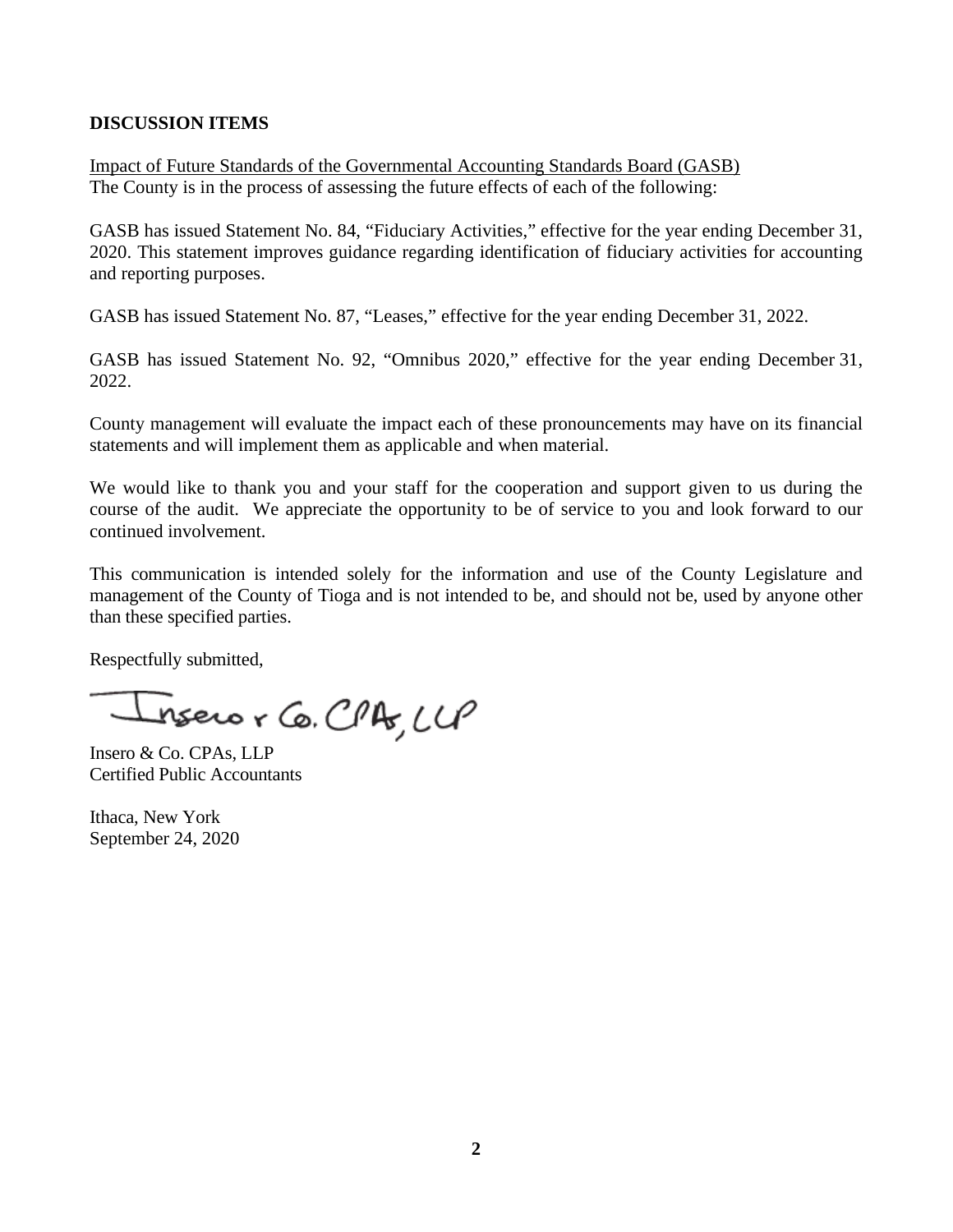**DISCUSSION ITEMS**

Impact of Future Standards of the Governmental Accounting Standards Board (GASB)
The County is in the process of assessing the future effects of each of the following:

GASB has issued Statement No. 84, "Fiduciary Activities," effective for the year ending December 31, 2020. This statement improves guidance regarding identification of fiduciary activities for accounting and reporting purposes.

GASB has issued Statement No. 87, "Leases," effective for the year ending December 31, 2022.

GASB has issued Statement No. 92, "Omnibus 2020," effective for the year ending December 31, 2022.

County management will evaluate the impact each of these pronouncements may have on its financial statements and will implement them as applicable and when material.

We would like to thank you and your staff for the cooperation and support given to us during the course of the audit. We appreciate the opportunity to be of service to you and look forward to our continued involvement.

This communication is intended solely for the information and use of the County Legislature and management of the County of Tioga and is not intended to be, and should not be, used by anyone other than these specified parties.

Respectfully submitted,

Insero & Co. CPAs, LLP

Insero & Co. CPAs, LLP
Certified Public Accountants

Ithaca, New York
September 24, 2020